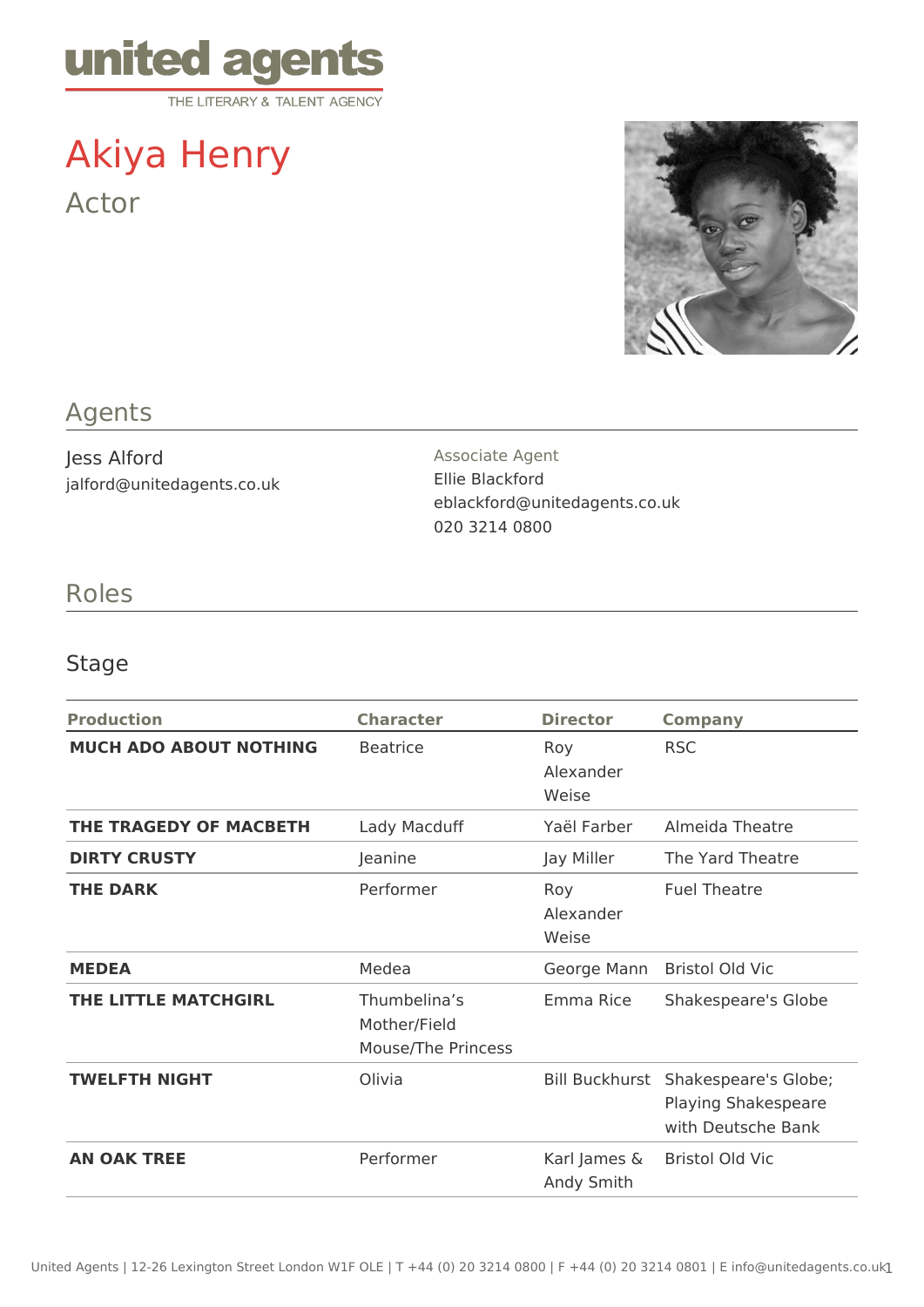united agents
THE LITERARY & TALENT AGENCY

# Akiya Henry

Actor

## Agents

Jess Alford
jalford@unitedagents.co.uk

Associate Agent
Ellie Blackford
eblackford@unitedagents.co.uk
020 3214 0800

## Roles

### Stage

| Production | Character | Director | Company |
|---|---|---|---|
| **MUCH ADO ABOUT NOTHING** | Beatrice | Roy Alexander Weise | RSC |
| **THE TRAGEDY OF MACBETH** | Lady Macduff | Yaël Farber | Almeida Theatre |
| **DIRTY CRUSTY** | Jeanine | Jay Miller | The Yard Theatre |
| **THE DARK** | Performer | Roy Alexander Weise | Fuel Theatre |
| **MEDEA** | Medea | George Mann | Bristol Old Vic |
| **THE LITTLE MATCHGIRL** | Thumbelina's Mother/Field Mouse/The Princess | Emma Rice | Shakespeare's Globe |
| **TWELFTH NIGHT** | Olivia | Bill Buckhurst | Shakespeare's Globe; Playing Shakespeare with Deutsche Bank |
| **AN OAK TREE** | Performer | Karl James & Andy Smith | Bristol Old Vic |

United Agents | 12-26 Lexington Street London W1F OLE | T +44 (0) 20 3214 0800 | F +44 (0) 20 3214 0801 | E info@unitedagents.co.uk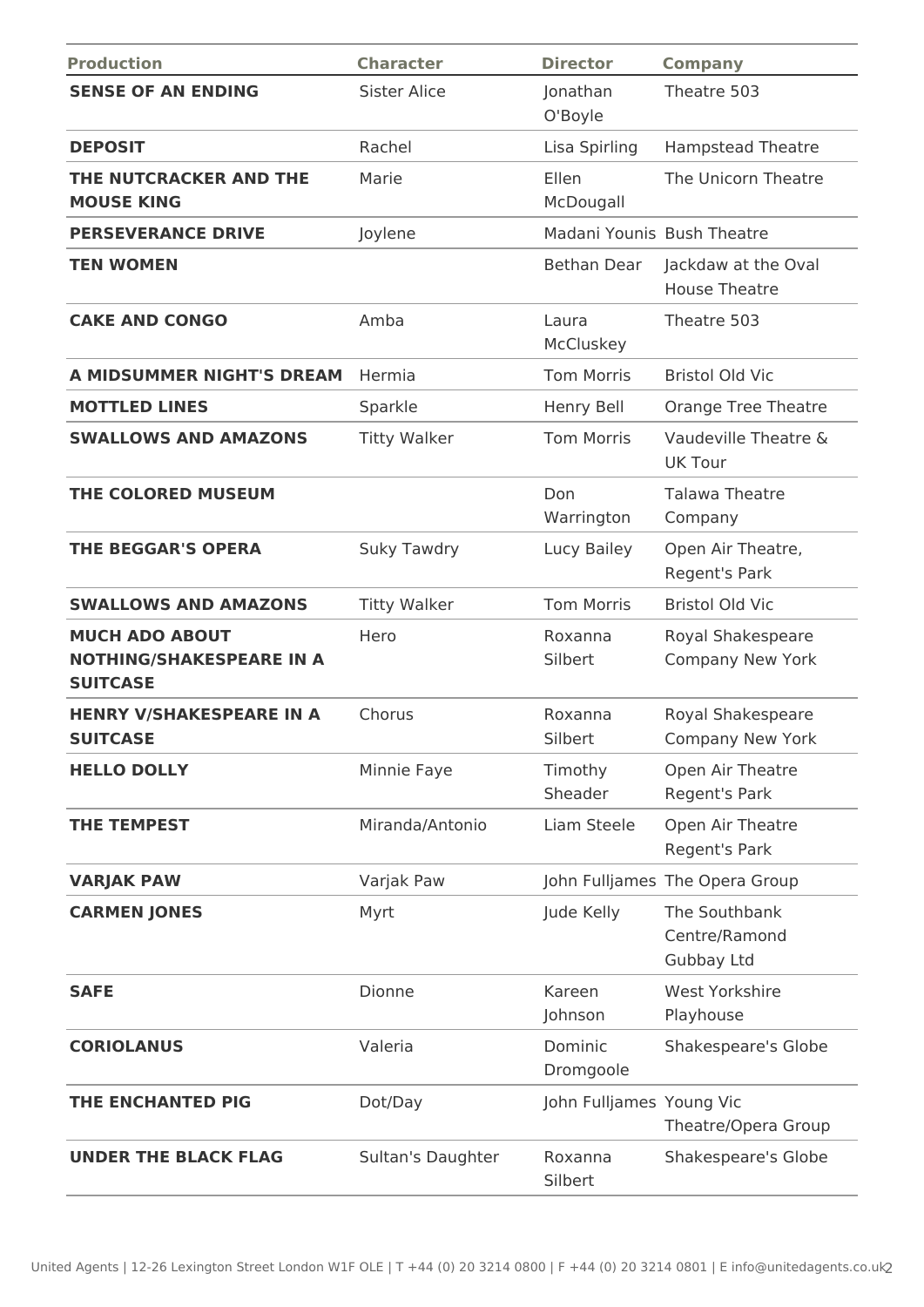| Production | Character | Director | Company |
|---|---|---|---|
| **SENSE OF AN ENDING** | Sister Alice | Jonathan O'Boyle | Theatre 503 |
| **DEPOSIT** | Rachel | Lisa Spirling | Hampstead Theatre |
| **THE NUTCRACKER AND THE MOUSE KING** | Marie | Ellen McDougall | The Unicorn Theatre |
| **PERSEVERANCE DRIVE** | Joylene | Madani Younis | Bush Theatre |
| **TEN WOMEN** | | Bethan Dear | Jackdaw at the Oval House Theatre |
| **CAKE AND CONGO** | Amba | Laura McCluskey | Theatre 503 |
| **A MIDSUMMER NIGHT'S DREAM** | Hermia | Tom Morris | Bristol Old Vic |
| **MOTTLED LINES** | Sparkle | Henry Bell | Orange Tree Theatre |
| **SWALLOWS AND AMAZONS** | Titty Walker | Tom Morris | Vaudeville Theatre & UK Tour |
| **THE COLORED MUSEUM** | | Don Warrington | Talawa Theatre Company |
| **THE BEGGAR'S OPERA** | Suky Tawdry | Lucy Bailey | Open Air Theatre, Regent's Park |
| **SWALLOWS AND AMAZONS** | Titty Walker | Tom Morris | Bristol Old Vic |
| **MUCH ADO ABOUT NOTHING/SHAKESPEARE IN A SUITCASE** | Hero | Roxanna Silbert | Royal Shakespeare Company New York |
| **HENRY V/SHAKESPEARE IN A SUITCASE** | Chorus | Roxanna Silbert | Royal Shakespeare Company New York |
| **HELLO DOLLY** | Minnie Faye | Timothy Sheader | Open Air Theatre Regent's Park |
| **THE TEMPEST** | Miranda/Antonio | Liam Steele | Open Air Theatre Regent's Park |
| **VARJAK PAW** | Varjak Paw | John Fulljames | The Opera Group |
| **CARMEN JONES** | Myrt | Jude Kelly | The Southbank Centre/Ramond Gubbay Ltd |
| **SAFE** | Dionne | Kareen Johnson | West Yorkshire Playhouse |
| **CORIOLANUS** | Valeria | Dominic Dromgoole | Shakespeare's Globe |
| **THE ENCHANTED PIG** | Dot/Day | John Fulljames | Young Vic Theatre/Opera Group |
| **UNDER THE BLACK FLAG** | Sultan's Daughter | Roxanna Silbert | Shakespeare's Globe |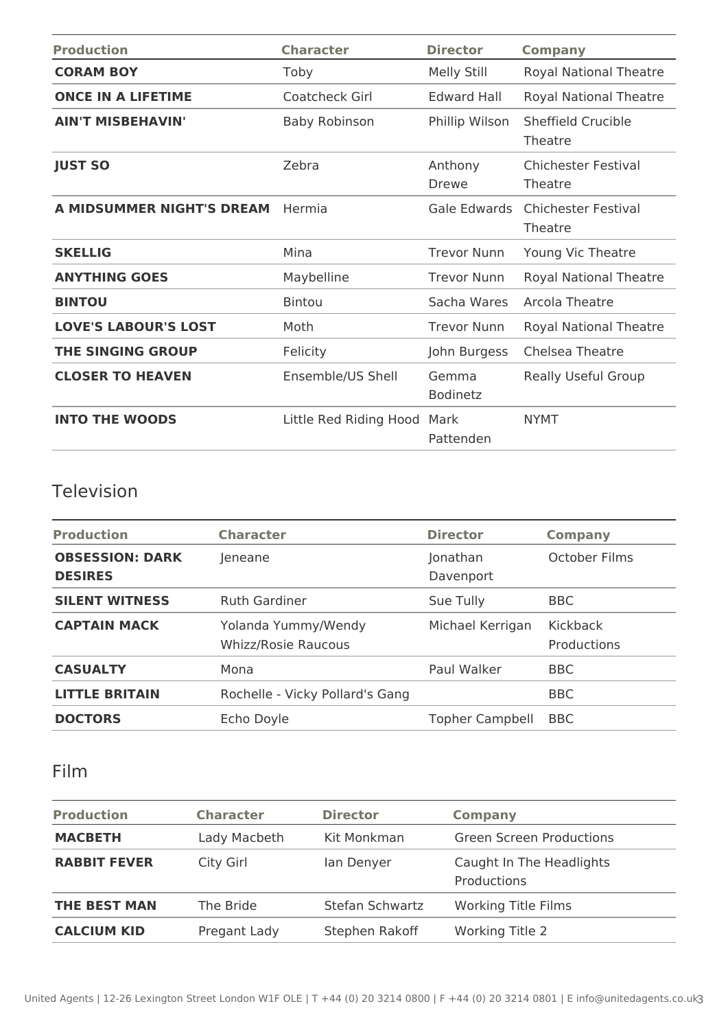| Production | Character | Director | Company |
|---|---|---|---|
| **CORAM BOY** | Toby | Melly Still | Royal National Theatre |
| **ONCE IN A LIFETIME** | Coatcheck Girl | Edward Hall | Royal National Theatre |
| **AIN'T MISBEHAVIN'** | Baby Robinson | Phillip Wilson | Sheffield Crucible Theatre |
| **JUST SO** | Zebra | Anthony Drewe | Chichester Festival Theatre |
| **A MIDSUMMER NIGHT'S DREAM** | Hermia | Gale Edwards | Chichester Festival Theatre |
| **SKELLIG** | Mina | Trevor Nunn | Young Vic Theatre |
| **ANYTHING GOES** | Maybelline | Trevor Nunn | Royal National Theatre |
| **BINTOU** | Bintou | Sacha Wares | Arcola Theatre |
| **LOVE'S LABOUR'S LOST** | Moth | Trevor Nunn | Royal National Theatre |
| **THE SINGING GROUP** | Felicity | John Burgess | Chelsea Theatre |
| **CLOSER TO HEAVEN** | Ensemble/US Shell | Gemma Bodinetz | Really Useful Group |
| **INTO THE WOODS** | Little Red Riding Hood | Mark Pattenden | NYMT |

## Television

| Production | Character | Director | Company |
|---|---|---|---|
| **OBSESSION: DARK DESIRES** | Jeneane | Jonathan Davenport | October Films |
| **SILENT WITNESS** | Ruth Gardiner | Sue Tully | BBC |
| **CAPTAIN MACK** | Yolanda Yummy/Wendy Whizz/Rosie Raucous | Michael Kerrigan | Kickback Productions |
| **CASUALTY** | Mona | Paul Walker | BBC |
| **LITTLE BRITAIN** | Rochelle - Vicky Pollard's Gang | | BBC |
| **DOCTORS** | Echo Doyle | Topher Campbell | BBC |

## Film

| Production | Character | Director | Company |
|---|---|---|---|
| **MACBETH** | Lady Macbeth | Kit Monkman | Green Screen Productions |
| **RABBIT FEVER** | City Girl | Ian Denyer | Caught In The Headlights Productions |
| **THE BEST MAN** | The Bride | Stefan Schwartz | Working Title Films |
| **CALCIUM KID** | Pregant Lady | Stephen Rakoff | Working Title 2 |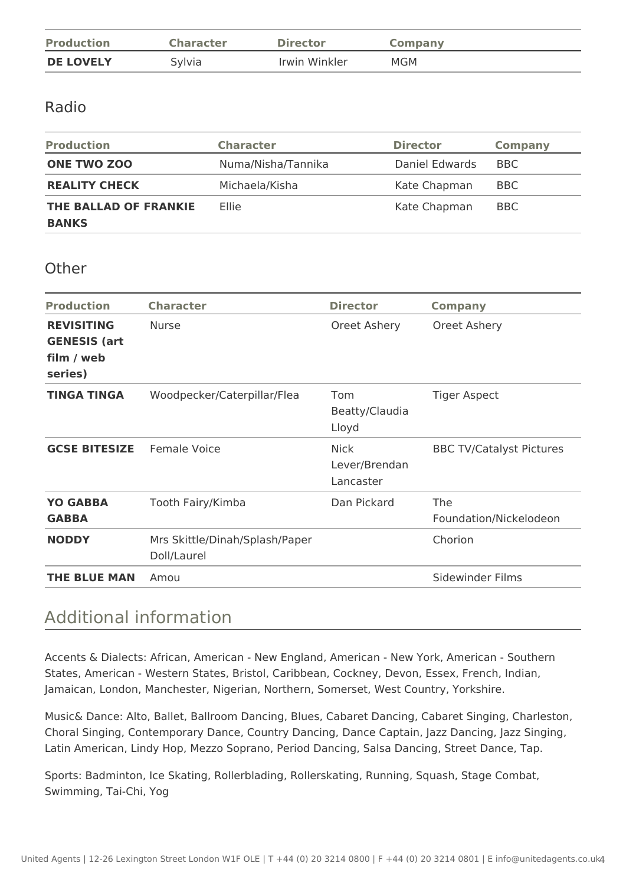| Production | Character | Director | Company |
|---|---|---|---|
| **DE LOVELY** | Sylvia | Irwin Winkler | MGM |

## Radio

| Production | Character | Director | Company |
|---|---|---|---|
| **ONE TWO ZOO** | Numa/Nisha/Tannika | Daniel Edwards | BBC |
| **REALITY CHECK** | Michaela/Kisha | Kate Chapman | BBC |
| **THE BALLAD OF FRANKIE BANKS** | Ellie | Kate Chapman | BBC |

## Other

| Production | Character | Director | Company |
|---|---|---|---|
| **REVISITING GENESIS (art film / web series)** | Nurse | Oreet Ashery | Oreet Ashery |
| **TINGA TINGA** | Woodpecker/Caterpillar/Flea | Tom Beatty/Claudia Lloyd | Tiger Aspect |
| **GCSE BITESIZE** | Female Voice | Nick Lever/Brendan Lancaster | BBC TV/Catalyst Pictures |
| **YO GABBA GABBA** | Tooth Fairy/Kimba | Dan Pickard | The Foundation/Nickelodeon |
| **NODDY** | Mrs Skittle/Dinah/Splash/Paper Doll/Laurel | | Chorion |
| **THE BLUE MAN** | Amou | | Sidewinder Films |

# Additional information

Accents & Dialects: African, American - New England, American - New York, American - Southern States, American - Western States, Bristol, Caribbean, Cockney, Devon, Essex, French, Indian, Jamaican, London, Manchester, Nigerian, Northern, Somerset, West Country, Yorkshire.

Music& Dance: Alto, Ballet, Ballroom Dancing, Blues, Cabaret Dancing, Cabaret Singing, Charleston, Choral Singing, Contemporary Dance, Country Dancing, Dance Captain, Jazz Dancing, Jazz Singing, Latin American, Lindy Hop, Mezzo Soprano, Period Dancing, Salsa Dancing, Street Dance, Tap.

Sports: Badminton, Ice Skating, Rollerblading, Rollerskating, Running, Squash, Stage Combat, Swimming, Tai-Chi, Yog